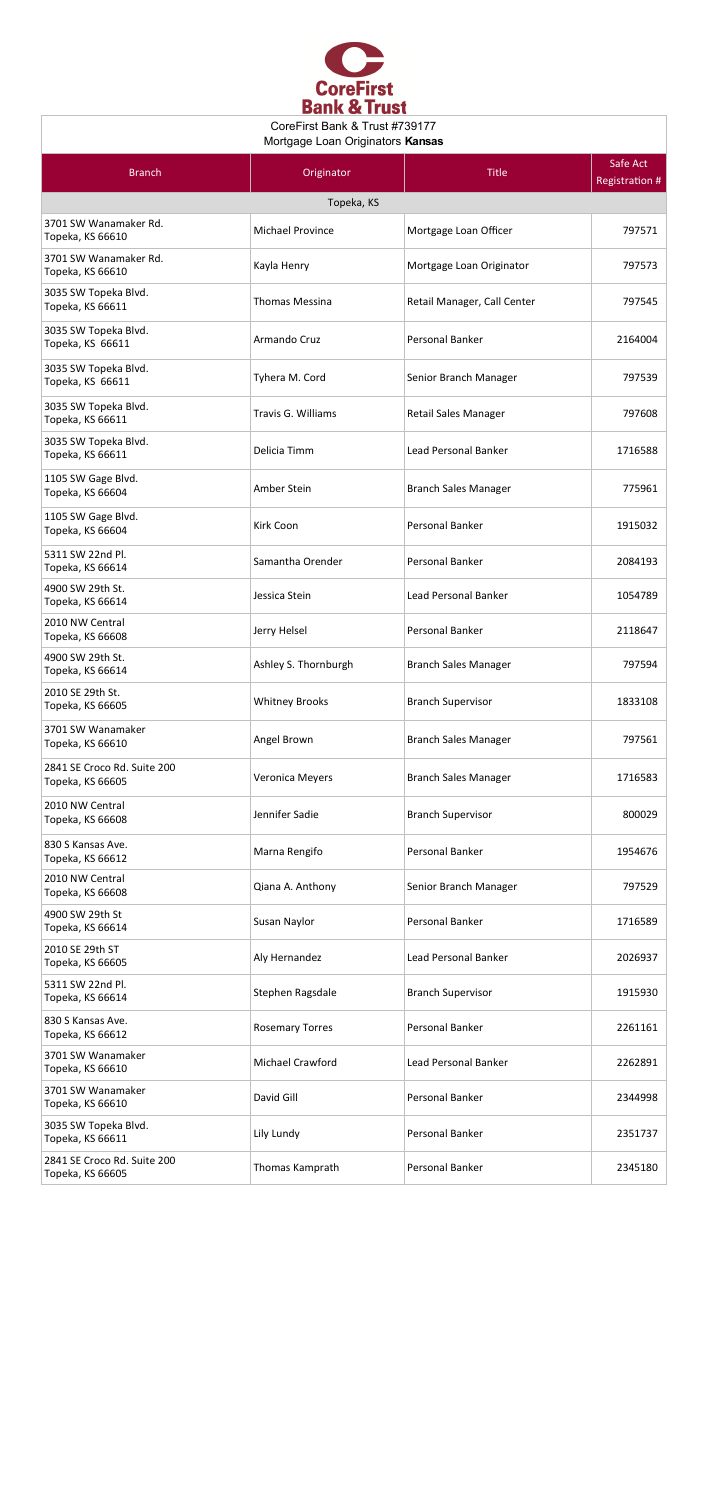CoreFirst Bank & Trust

CoreFirst Bank & Trust #739177
Mortgage Loan Originators **Kansas**

| Branch | Originator | Title | Safe Act Registration # |
|---|---|---|---|
| Topeka, KS | | | |
| 3701 SW Wanamaker Rd. Topeka, KS 66610 | Michael Province | Mortgage Loan Officer | 797571 |
| 3701 SW Wanamaker Rd. Topeka, KS 66610 | Kayla Henry | Mortgage Loan Originator | 797573 |
| 3035 SW Topeka Blvd. Topeka, KS 66611 | Thomas Messina | Retail Manager, Call Center | 797545 |
| 3035 SW Topeka Blvd. Topeka, KS 66611 | Armando Cruz | Personal Banker | 2164004 |
| 3035 SW Topeka Blvd. Topeka, KS 66611 | Tyhera M. Cord | Senior Branch Manager | 797539 |
| 3035 SW Topeka Blvd. Topeka, KS 66611 | Travis G. Williams | Retail Sales Manager | 797608 |
| 3035 SW Topeka Blvd. Topeka, KS 66611 | Delicia Timm | Lead Personal Banker | 1716588 |
| 1105 SW Gage Blvd. Topeka, KS 66604 | Amber Stein | Branch Sales Manager | 775961 |
| 1105 SW Gage Blvd. Topeka, KS 66604 | Kirk Coon | Personal Banker | 1915032 |
| 5311 SW 22nd Pl. Topeka, KS 66614 | Samantha Orender | Personal Banker | 2084193 |
| 4900 SW 29th St. Topeka, KS 66614 | Jessica Stein | Lead Personal Banker | 1054789 |
| 2010 NW Central Topeka, KS 66608 | Jerry Helsel | Personal Banker | 2118647 |
| 4900 SW 29th St. Topeka, KS 66614 | Ashley S. Thornburgh | Branch Sales Manager | 797594 |
| 2010 SE 29th St. Topeka, KS 66605 | Whitney Brooks | Branch Supervisor | 1833108 |
| 3701 SW Wanamaker Topeka, KS 66610 | Angel Brown | Branch Sales Manager | 797561 |
| 2841 SE Croco Rd. Suite 200 Topeka, KS 66605 | Veronica Meyers | Branch Sales Manager | 1716583 |
| 2010 NW Central Topeka, KS 66608 | Jennifer Sadie | Branch Supervisor | 800029 |
| 830 S Kansas Ave. Topeka, KS 66612 | Marna Rengifo | Personal Banker | 1954676 |
| 2010 NW Central Topeka, KS 66608 | Qiana A. Anthony | Senior Branch Manager | 797529 |
| 4900 SW 29th St Topeka, KS 66614 | Susan Naylor | Personal Banker | 1716589 |
| 2010 SE 29th ST Topeka, KS 66605 | Aly Hernandez | Lead Personal Banker | 2026937 |
| 5311 SW 22nd Pl. Topeka, KS 66614 | Stephen Ragsdale | Branch Supervisor | 1915930 |
| 830 S Kansas Ave. Topeka, KS 66612 | Rosemary Torres | Personal Banker | 2261161 |
| 3701 SW Wanamaker Topeka, KS 66610 | Michael Crawford | Lead Personal Banker | 2262891 |
| 3701 SW Wanamaker Topeka, KS 66610 | David Gill | Personal Banker | 2344998 |
| 3035 SW Topeka Blvd. Topeka, KS 66611 | Lily Lundy | Personal Banker | 2351737 |
| 2841 SE Croco Rd. Suite 200 Topeka, KS 66605 | Thomas Kamprath | Personal Banker | 2345180 |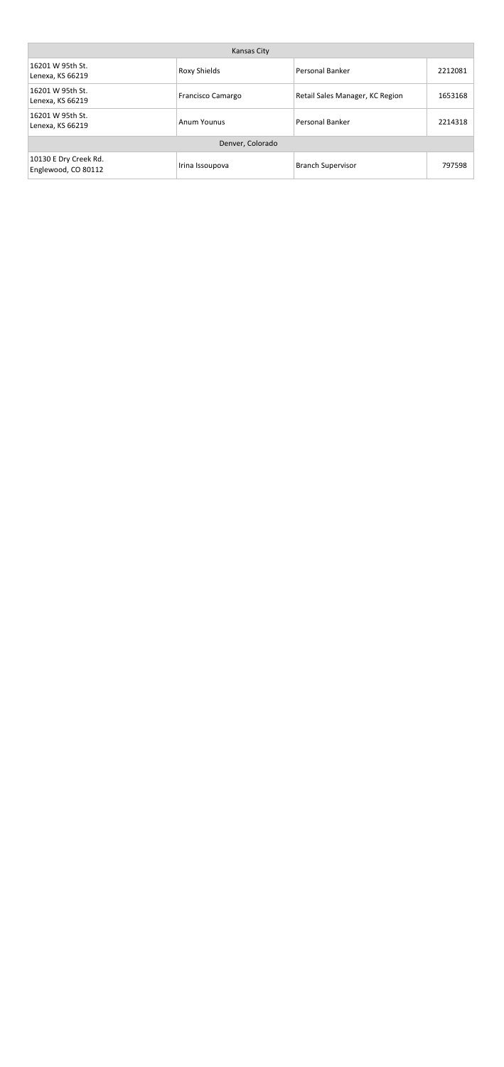| | | | |
|---|---|---|---|
| Kansas City | | | |
| 16201 W 95th St.<br>Lenexa, KS 66219 | Roxy Shields | Personal Banker | 2212081 |
| 16201 W 95th St.<br>Lenexa, KS 66219 | Francisco Camargo | Retail Sales Manager, KC Region | 1653168 |
| 16201 W 95th St.<br>Lenexa, KS 66219 | Anum Younus | Personal Banker | 2214318 |
| Denver, Colorado | | | |
| 10130 E Dry Creek Rd.<br>Englewood, CO 80112 | Irina Issoupova | Branch Supervisor | 797598 |